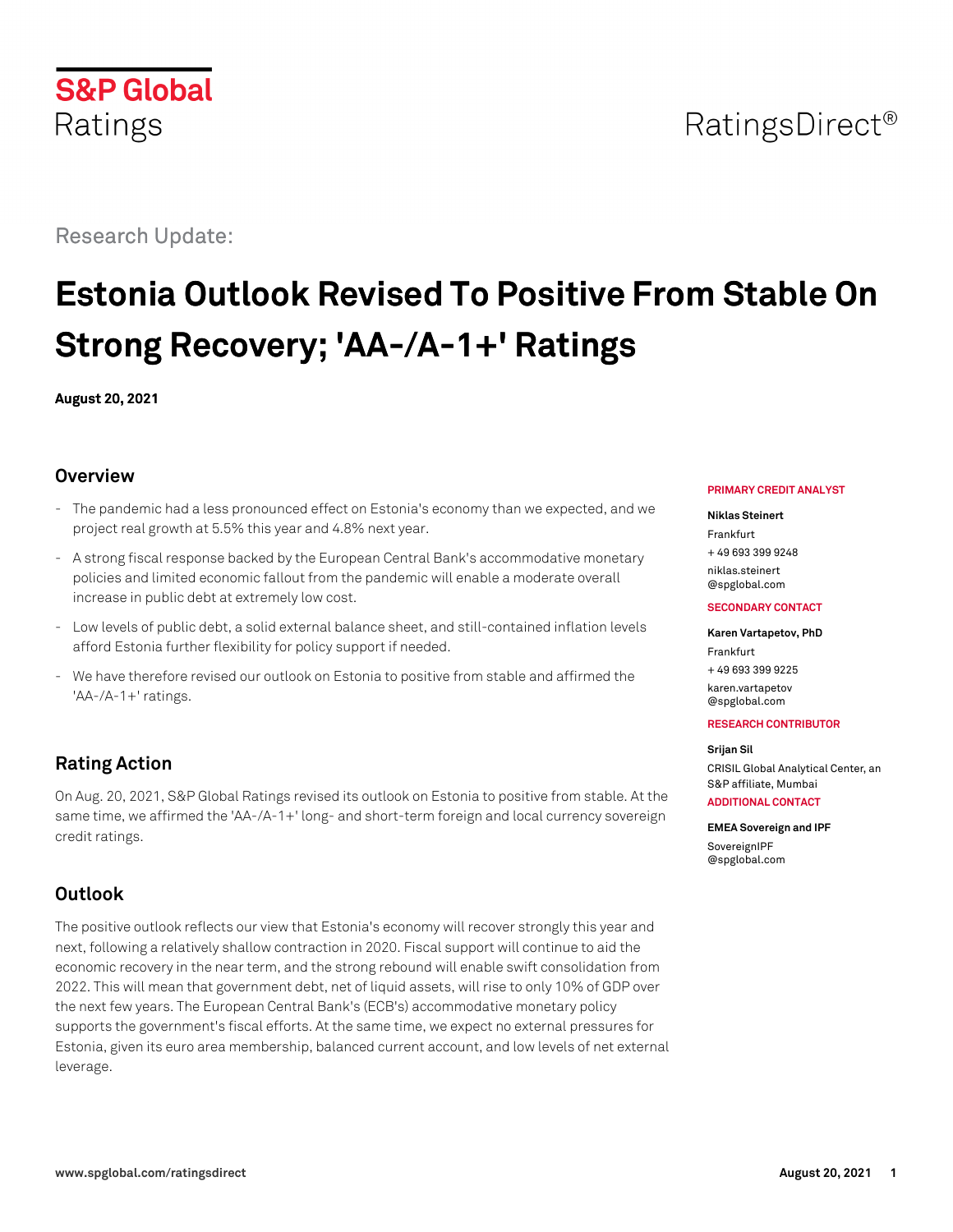S&P Global Ratings

RatingsDirect®

Research Update:

# Estonia Outlook Revised To Positive From Stable On Strong Recovery; 'AA-/A-1+' Ratings

**August 20, 2021**

## Overview

- The pandemic had a less pronounced effect on Estonia's economy than we expected, and we project real growth at 5.5% this year and 4.8% next year.
- A strong fiscal response backed by the European Central Bank's accommodative monetary policies and limited economic fallout from the pandemic will enable a moderate overall increase in public debt at extremely low cost.
- Low levels of public debt, a solid external balance sheet, and still-contained inflation levels afford Estonia further flexibility for policy support if needed.
- We have therefore revised our outlook on Estonia to positive from stable and affirmed the 'AA-/A-1+' ratings.

## Rating Action

On Aug. 20, 2021, S&P Global Ratings revised its outlook on Estonia to positive from stable. At the same time, we affirmed the 'AA-/A-1+' long- and short-term foreign and local currency sovereign credit ratings.

## Outlook

The positive outlook reflects our view that Estonia's economy will recover strongly this year and next, following a relatively shallow contraction in 2020. Fiscal support will continue to aid the economic recovery in the near term, and the strong rebound will enable swift consolidation from 2022. This will mean that government debt, net of liquid assets, will rise to only 10% of GDP over the next few years. The European Central Bank's (ECB's) accommodative monetary policy supports the government's fiscal efforts. At the same time, we expect no external pressures for Estonia, given its euro area membership, balanced current account, and low levels of net external leverage.

**PRIMARY CREDIT ANALYST**

**Niklas Steinert**
Frankfurt
+ 49 693 399 9248
niklas.steinert@spglobal.com

**SECONDARY CONTACT**

**Karen Vartapetov, PhD**
Frankfurt
+ 49 693 399 9225
karen.vartapetov@spglobal.com

**RESEARCH CONTRIBUTOR**

**Srijan Sil**
CRISIL Global Analytical Center, an S&P affiliate, Mumbai

**ADDITIONAL CONTACT**

**EMEA Sovereign and IPF**
SovereignIPF@spglobal.com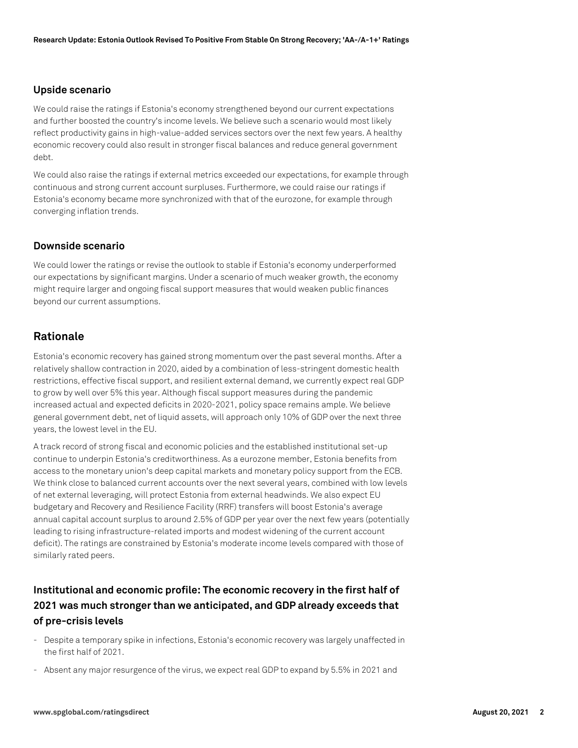### Upside scenario

We could raise the ratings if Estonia's economy strengthened beyond our current expectations and further boosted the country's income levels. We believe such a scenario would most likely reflect productivity gains in high-value-added services sectors over the next few years. A healthy economic recovery could also result in stronger fiscal balances and reduce general government debt.

We could also raise the ratings if external metrics exceeded our expectations, for example through continuous and strong current account surpluses. Furthermore, we could raise our ratings if Estonia's economy became more synchronized with that of the eurozone, for example through converging inflation trends.

### Downside scenario

We could lower the ratings or revise the outlook to stable if Estonia's economy underperformed our expectations by significant margins. Under a scenario of much weaker growth, the economy might require larger and ongoing fiscal support measures that would weaken public finances beyond our current assumptions.

## Rationale

Estonia's economic recovery has gained strong momentum over the past several months. After a relatively shallow contraction in 2020, aided by a combination of less-stringent domestic health restrictions, effective fiscal support, and resilient external demand, we currently expect real GDP to grow by well over 5% this year. Although fiscal support measures during the pandemic increased actual and expected deficits in 2020-2021, policy space remains ample. We believe general government debt, net of liquid assets, will approach only 10% of GDP over the next three years, the lowest level in the EU.

A track record of strong fiscal and economic policies and the established institutional set-up continue to underpin Estonia's creditworthiness. As a eurozone member, Estonia benefits from access to the monetary union's deep capital markets and monetary policy support from the ECB. We think close to balanced current accounts over the next several years, combined with low levels of net external leveraging, will protect Estonia from external headwinds. We also expect EU budgetary and Recovery and Resilience Facility (RRF) transfers will boost Estonia's average annual capital account surplus to around 2.5% of GDP per year over the next few years (potentially leading to rising infrastructure-related imports and modest widening of the current account deficit). The ratings are constrained by Estonia's moderate income levels compared with those of similarly rated peers.

### Institutional and economic profile: The economic recovery in the first half of 2021 was much stronger than we anticipated, and GDP already exceeds that of pre-crisis levels

- Despite a temporary spike in infections, Estonia's economic recovery was largely unaffected in the first half of 2021.
- Absent any major resurgence of the virus, we expect real GDP to expand by 5.5% in 2021 and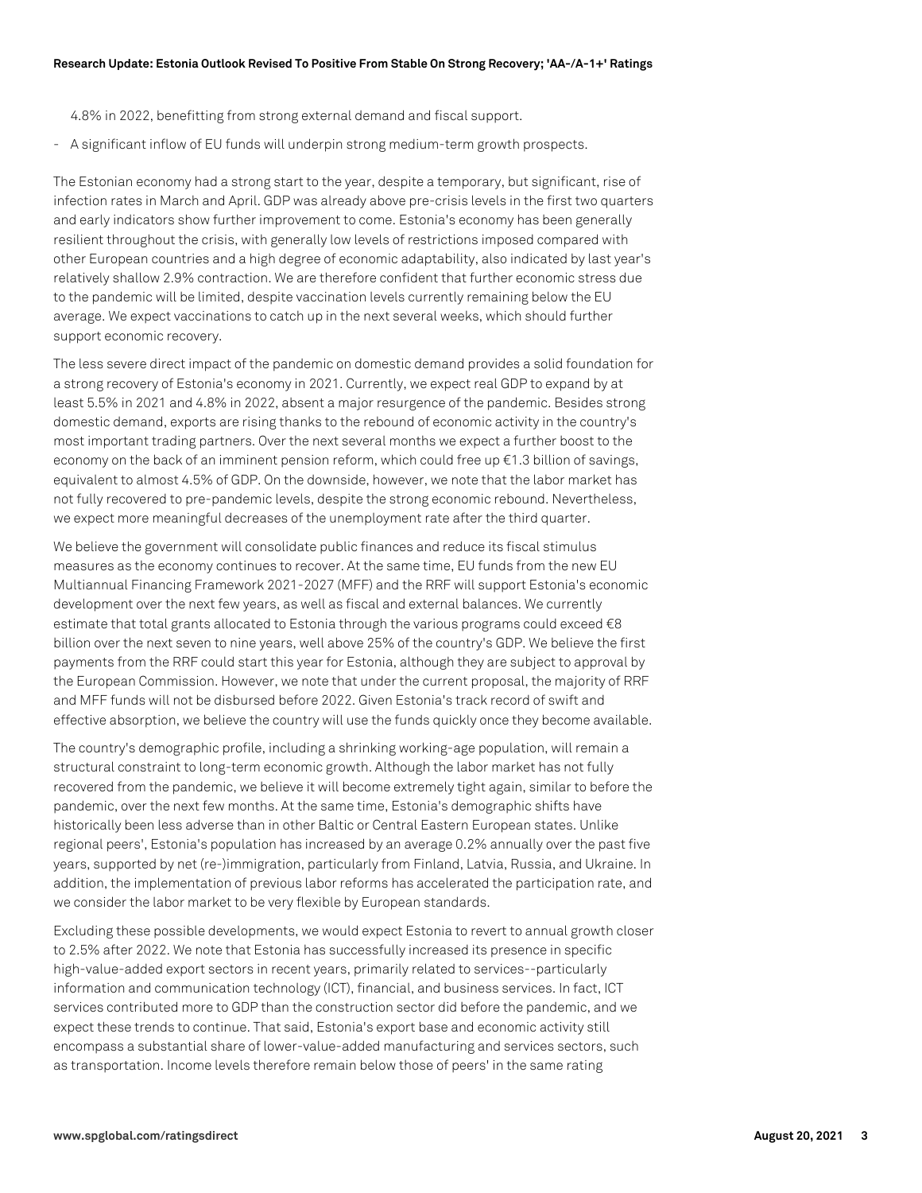4.8% in 2022, benefitting from strong external demand and fiscal support.

- A significant inflow of EU funds will underpin strong medium-term growth prospects.

The Estonian economy had a strong start to the year, despite a temporary, but significant, rise of infection rates in March and April. GDP was already above pre-crisis levels in the first two quarters and early indicators show further improvement to come. Estonia's economy has been generally resilient throughout the crisis, with generally low levels of restrictions imposed compared with other European countries and a high degree of economic adaptability, also indicated by last year's relatively shallow 2.9% contraction. We are therefore confident that further economic stress due to the pandemic will be limited, despite vaccination levels currently remaining below the EU average. We expect vaccinations to catch up in the next several weeks, which should further support economic recovery.

The less severe direct impact of the pandemic on domestic demand provides a solid foundation for a strong recovery of Estonia's economy in 2021. Currently, we expect real GDP to expand by at least 5.5% in 2021 and 4.8% in 2022, absent a major resurgence of the pandemic. Besides strong domestic demand, exports are rising thanks to the rebound of economic activity in the country's most important trading partners. Over the next several months we expect a further boost to the economy on the back of an imminent pension reform, which could free up €1.3 billion of savings, equivalent to almost 4.5% of GDP. On the downside, however, we note that the labor market has not fully recovered to pre-pandemic levels, despite the strong economic rebound. Nevertheless, we expect more meaningful decreases of the unemployment rate after the third quarter.

We believe the government will consolidate public finances and reduce its fiscal stimulus measures as the economy continues to recover. At the same time, EU funds from the new EU Multiannual Financing Framework 2021-2027 (MFF) and the RRF will support Estonia's economic development over the next few years, as well as fiscal and external balances. We currently estimate that total grants allocated to Estonia through the various programs could exceed €8 billion over the next seven to nine years, well above 25% of the country's GDP. We believe the first payments from the RRF could start this year for Estonia, although they are subject to approval by the European Commission. However, we note that under the current proposal, the majority of RRF and MFF funds will not be disbursed before 2022. Given Estonia's track record of swift and effective absorption, we believe the country will use the funds quickly once they become available.

The country's demographic profile, including a shrinking working-age population, will remain a structural constraint to long-term economic growth. Although the labor market has not fully recovered from the pandemic, we believe it will become extremely tight again, similar to before the pandemic, over the next few months. At the same time, Estonia's demographic shifts have historically been less adverse than in other Baltic or Central Eastern European states. Unlike regional peers', Estonia's population has increased by an average 0.2% annually over the past five years, supported by net (re-)immigration, particularly from Finland, Latvia, Russia, and Ukraine. In addition, the implementation of previous labor reforms has accelerated the participation rate, and we consider the labor market to be very flexible by European standards.

Excluding these possible developments, we would expect Estonia to revert to annual growth closer to 2.5% after 2022. We note that Estonia has successfully increased its presence in specific high-value-added export sectors in recent years, primarily related to services--particularly information and communication technology (ICT), financial, and business services. In fact, ICT services contributed more to GDP than the construction sector did before the pandemic, and we expect these trends to continue. That said, Estonia's export base and economic activity still encompass a substantial share of lower-value-added manufacturing and services sectors, such as transportation. Income levels therefore remain below those of peers' in the same rating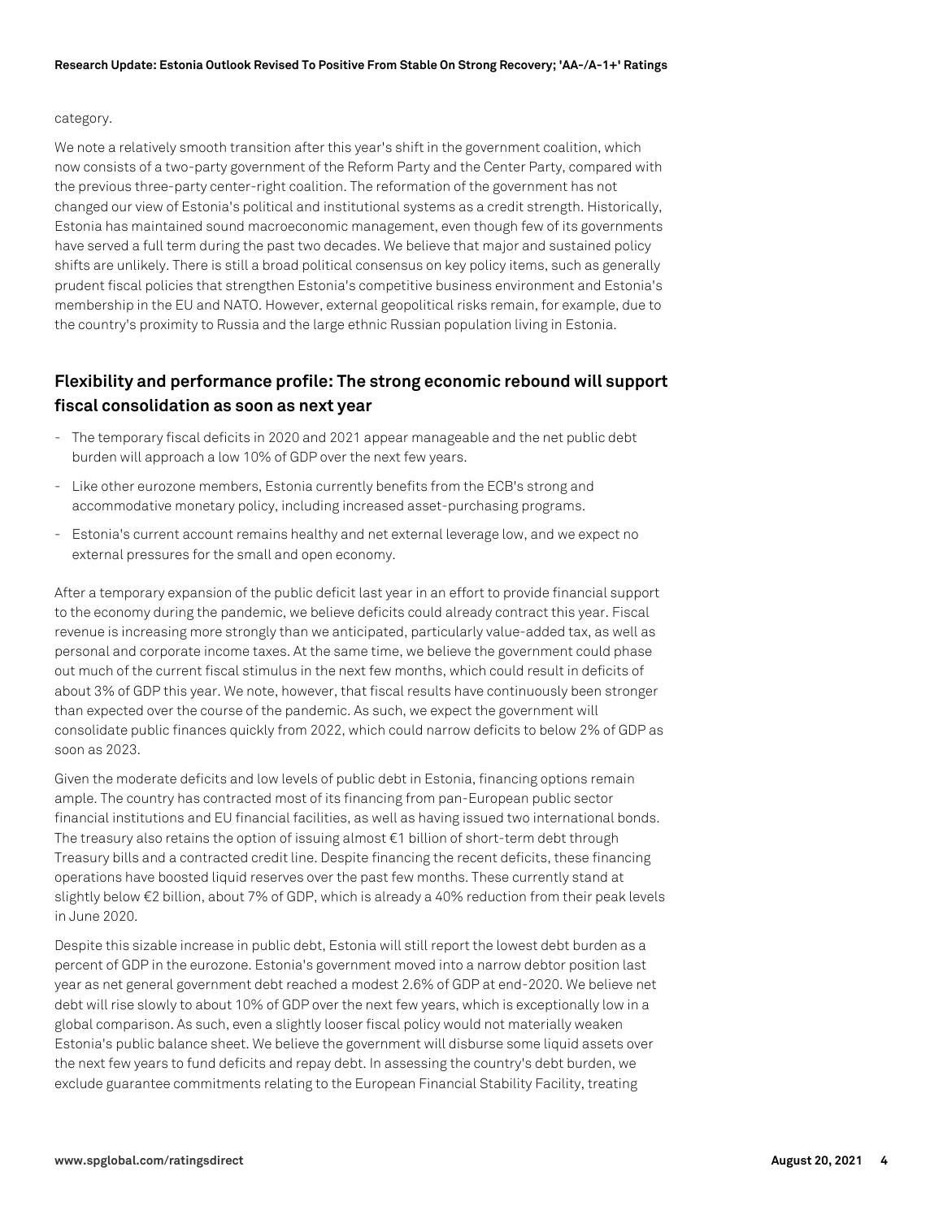category.

We note a relatively smooth transition after this year's shift in the government coalition, which now consists of a two-party government of the Reform Party and the Center Party, compared with the previous three-party center-right coalition. The reformation of the government has not changed our view of Estonia's political and institutional systems as a credit strength. Historically, Estonia has maintained sound macroeconomic management, even though few of its governments have served a full term during the past two decades. We believe that major and sustained policy shifts are unlikely. There is still a broad political consensus on key policy items, such as generally prudent fiscal policies that strengthen Estonia's competitive business environment and Estonia's membership in the EU and NATO. However, external geopolitical risks remain, for example, due to the country's proximity to Russia and the large ethnic Russian population living in Estonia.

## Flexibility and performance profile: The strong economic rebound will support fiscal consolidation as soon as next year

- The temporary fiscal deficits in 2020 and 2021 appear manageable and the net public debt burden will approach a low 10% of GDP over the next few years.
- Like other eurozone members, Estonia currently benefits from the ECB's strong and accommodative monetary policy, including increased asset-purchasing programs.
- Estonia's current account remains healthy and net external leverage low, and we expect no external pressures for the small and open economy.

After a temporary expansion of the public deficit last year in an effort to provide financial support to the economy during the pandemic, we believe deficits could already contract this year. Fiscal revenue is increasing more strongly than we anticipated, particularly value-added tax, as well as personal and corporate income taxes. At the same time, we believe the government could phase out much of the current fiscal stimulus in the next few months, which could result in deficits of about 3% of GDP this year. We note, however, that fiscal results have continuously been stronger than expected over the course of the pandemic. As such, we expect the government will consolidate public finances quickly from 2022, which could narrow deficits to below 2% of GDP as soon as 2023.

Given the moderate deficits and low levels of public debt in Estonia, financing options remain ample. The country has contracted most of its financing from pan-European public sector financial institutions and EU financial facilities, as well as having issued two international bonds. The treasury also retains the option of issuing almost €1 billion of short-term debt through Treasury bills and a contracted credit line. Despite financing the recent deficits, these financing operations have boosted liquid reserves over the past few months. These currently stand at slightly below €2 billion, about 7% of GDP, which is already a 40% reduction from their peak levels in June 2020.

Despite this sizable increase in public debt, Estonia will still report the lowest debt burden as a percent of GDP in the eurozone. Estonia's government moved into a narrow debtor position last year as net general government debt reached a modest 2.6% of GDP at end-2020. We believe net debt will rise slowly to about 10% of GDP over the next few years, which is exceptionally low in a global comparison. As such, even a slightly looser fiscal policy would not materially weaken Estonia's public balance sheet. We believe the government will disburse some liquid assets over the next few years to fund deficits and repay debt. In assessing the country's debt burden, we exclude guarantee commitments relating to the European Financial Stability Facility, treating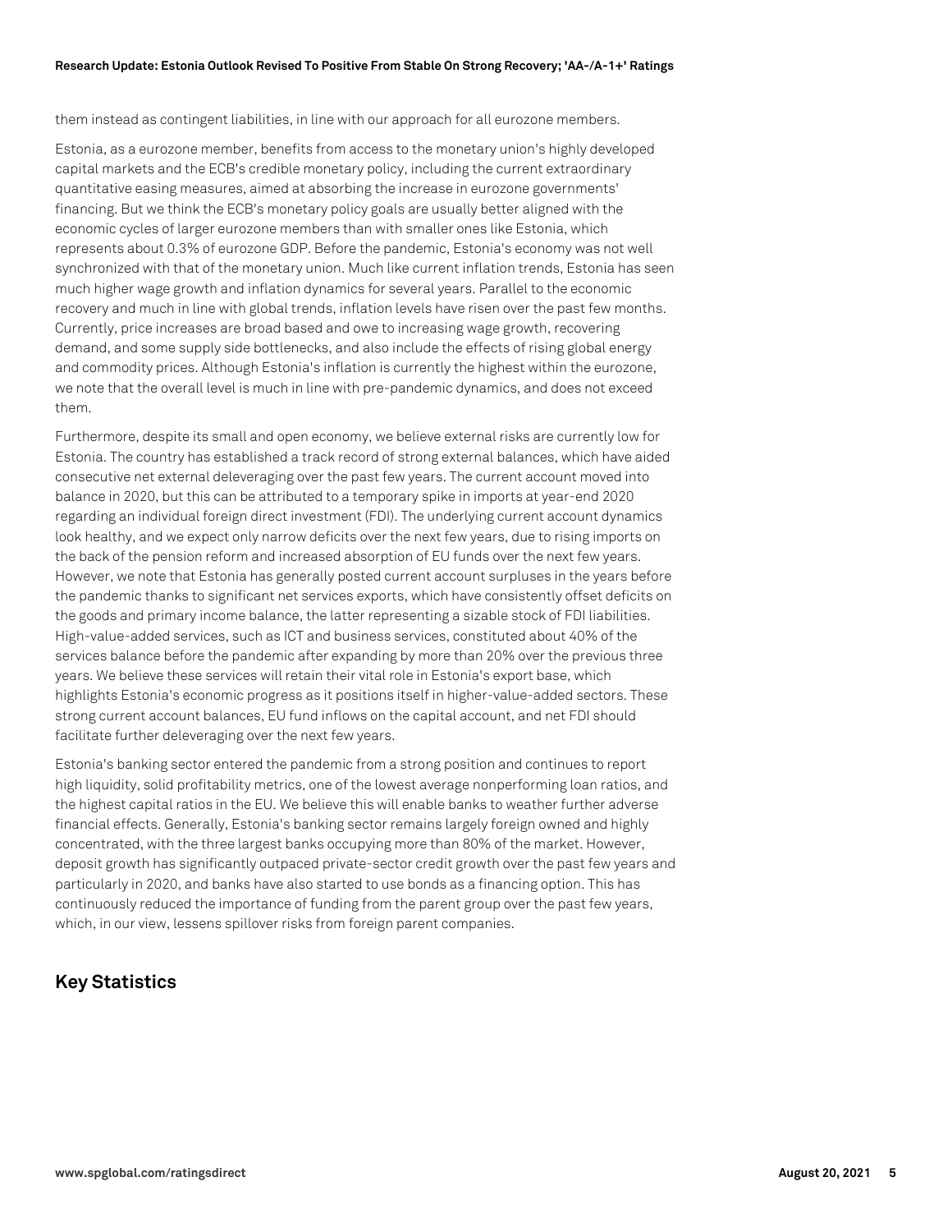them instead as contingent liabilities, in line with our approach for all eurozone members.

Estonia, as a eurozone member, benefits from access to the monetary union's highly developed capital markets and the ECB's credible monetary policy, including the current extraordinary quantitative easing measures, aimed at absorbing the increase in eurozone governments' financing. But we think the ECB's monetary policy goals are usually better aligned with the economic cycles of larger eurozone members than with smaller ones like Estonia, which represents about 0.3% of eurozone GDP. Before the pandemic, Estonia's economy was not well synchronized with that of the monetary union. Much like current inflation trends, Estonia has seen much higher wage growth and inflation dynamics for several years. Parallel to the economic recovery and much in line with global trends, inflation levels have risen over the past few months. Currently, price increases are broad based and owe to increasing wage growth, recovering demand, and some supply side bottlenecks, and also include the effects of rising global energy and commodity prices. Although Estonia's inflation is currently the highest within the eurozone, we note that the overall level is much in line with pre-pandemic dynamics, and does not exceed them.

Furthermore, despite its small and open economy, we believe external risks are currently low for Estonia. The country has established a track record of strong external balances, which have aided consecutive net external deleveraging over the past few years. The current account moved into balance in 2020, but this can be attributed to a temporary spike in imports at year-end 2020 regarding an individual foreign direct investment (FDI). The underlying current account dynamics look healthy, and we expect only narrow deficits over the next few years, due to rising imports on the back of the pension reform and increased absorption of EU funds over the next few years. However, we note that Estonia has generally posted current account surpluses in the years before the pandemic thanks to significant net services exports, which have consistently offset deficits on the goods and primary income balance, the latter representing a sizable stock of FDI liabilities. High-value-added services, such as ICT and business services, constituted about 40% of the services balance before the pandemic after expanding by more than 20% over the previous three years. We believe these services will retain their vital role in Estonia's export base, which highlights Estonia's economic progress as it positions itself in higher-value-added sectors. These strong current account balances, EU fund inflows on the capital account, and net FDI should facilitate further deleveraging over the next few years.

Estonia's banking sector entered the pandemic from a strong position and continues to report high liquidity, solid profitability metrics, one of the lowest average nonperforming loan ratios, and the highest capital ratios in the EU. We believe this will enable banks to weather further adverse financial effects. Generally, Estonia's banking sector remains largely foreign owned and highly concentrated, with the three largest banks occupying more than 80% of the market. However, deposit growth has significantly outpaced private-sector credit growth over the past few years and particularly in 2020, and banks have also started to use bonds as a financing option. This has continuously reduced the importance of funding from the parent group over the past few years, which, in our view, lessens spillover risks from foreign parent companies.

## Key Statistics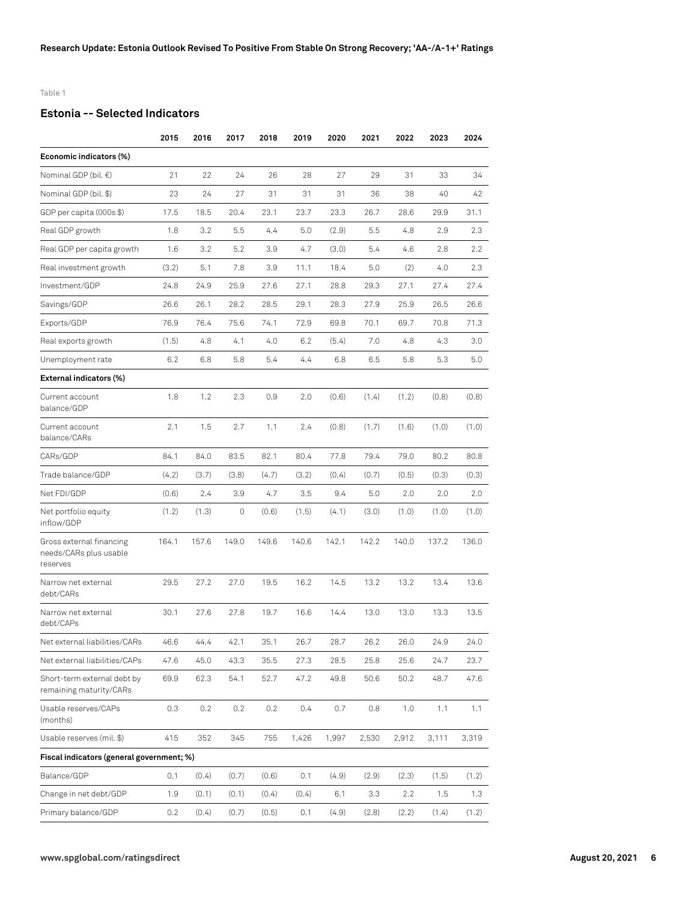Table 1

## Estonia -- Selected Indicators

| | 2015 | 2016 | 2017 | 2018 | 2019 | 2020 | 2021 | 2022 | 2023 | 2024 |
|---|---|---|---|---|---|---|---|---|---|---|
| **Economic indicators (%)** | | | | | | | | | | |
| Nominal GDP (bil. €) | 21 | 22 | 24 | 26 | 28 | 27 | 29 | 31 | 33 | 34 |
| Nominal GDP (bil. $) | 23 | 24 | 27 | 31 | 31 | 31 | 36 | 38 | 40 | 42 |
| GDP per capita (000s $) | 17.5 | 18.5 | 20.4 | 23.1 | 23.7 | 23.3 | 26.7 | 28.6 | 29.9 | 31.1 |
| Real GDP growth | 1.8 | 3.2 | 5.5 | 4.4 | 5.0 | (2.9) | 5.5 | 4.8 | 2.9 | 2.3 |
| Real GDP per capita growth | 1.6 | 3.2 | 5.2 | 3.9 | 4.7 | (3.0) | 5.4 | 4.6 | 2.8 | 2.2 |
| Real investment growth | (3.2) | 5.1 | 7.8 | 3.9 | 11.1 | 18.4 | 5.0 | (2) | 4.0 | 2.3 |
| Investment/GDP | 24.8 | 24.9 | 25.9 | 27.6 | 27.1 | 28.8 | 29.3 | 27.1 | 27.4 | 27.4 |
| Savings/GDP | 26.6 | 26.1 | 28.2 | 28.5 | 29.1 | 28.3 | 27.9 | 25.9 | 26.5 | 26.6 |
| Exports/GDP | 76.9 | 76.4 | 75.6 | 74.1 | 72.9 | 69.8 | 70.1 | 69.7 | 70.8 | 71.3 |
| Real exports growth | (1.5) | 4.8 | 4.1 | 4.0 | 6.2 | (5.4) | 7.0 | 4.8 | 4.3 | 3.0 |
| Unemployment rate | 6.2 | 6.8 | 5.8 | 5.4 | 4.4 | 6.8 | 6.5 | 5.8 | 5.3 | 5.0 |
| **External indicators (%)** | | | | | | | | | | |
| Current account balance/GDP | 1.8 | 1.2 | 2.3 | 0.9 | 2.0 | (0.6) | (1.4) | (1.2) | (0.8) | (0.8) |
| Current account balance/CARs | 2.1 | 1.5 | 2.7 | 1.1 | 2.4 | (0.8) | (1.7) | (1.6) | (1.0) | (1.0) |
| CARs/GDP | 84.1 | 84.0 | 83.5 | 82.1 | 80.4 | 77.8 | 79.4 | 79.0 | 80.2 | 80.8 |
| Trade balance/GDP | (4.2) | (3.7) | (3.8) | (4.7) | (3.2) | (0.4) | (0.7) | (0.5) | (0.3) | (0.3) |
| Net FDI/GDP | (0.6) | 2.4 | 3.9 | 4.7 | 3.5 | 9.4 | 5.0 | 2.0 | 2.0 | 2.0 |
| Net portfolio equity inflow/GDP | (1.2) | (1.3) | 0 | (0.6) | (1.5) | (4.1) | (3.0) | (1.0) | (1.0) | (1.0) |
| Gross external financing needs/CARs plus usable reserves | 164.1 | 157.6 | 149.0 | 149.6 | 140.6 | 142.1 | 142.2 | 140.0 | 137.2 | 136.0 |
| Narrow net external debt/CARs | 29.5 | 27.2 | 27.0 | 19.5 | 16.2 | 14.5 | 13.2 | 13.2 | 13.4 | 13.6 |
| Narrow net external debt/CAPs | 30.1 | 27.6 | 27.8 | 19.7 | 16.6 | 14.4 | 13.0 | 13.0 | 13.3 | 13.5 |
| Net external liabilities/CARs | 46.6 | 44.4 | 42.1 | 35.1 | 26.7 | 28.7 | 26.2 | 26.0 | 24.9 | 24.0 |
| Net external liabilities/CAPs | 47.6 | 45.0 | 43.3 | 35.5 | 27.3 | 28.5 | 25.8 | 25.6 | 24.7 | 23.7 |
| Short-term external debt by remaining maturity/CARs | 69.9 | 62.3 | 54.1 | 52.7 | 47.2 | 49.8 | 50.6 | 50.2 | 48.7 | 47.6 |
| Usable reserves/CAPs (months) | 0.3 | 0.2 | 0.2 | 0.2 | 0.4 | 0.7 | 0.8 | 1.0 | 1.1 | 1.1 |
| Usable reserves (mil. $) | 415 | 352 | 345 | 755 | 1,426 | 1,997 | 2,530 | 2,912 | 3,111 | 3,319 |
| **Fiscal indicators (general government; %)** | | | | | | | | | | |
| Balance/GDP | 0.1 | (0.4) | (0.7) | (0.6) | 0.1 | (4.9) | (2.9) | (2.3) | (1.5) | (1.2) |
| Change in net debt/GDP | 1.9 | (0.1) | (0.1) | (0.4) | (0.4) | 6.1 | 3.3 | 2.2 | 1.5 | 1.3 |
| Primary balance/GDP | 0.2 | (0.4) | (0.7) | (0.5) | 0.1 | (4.9) | (2.8) | (2.2) | (1.4) | (1.2) |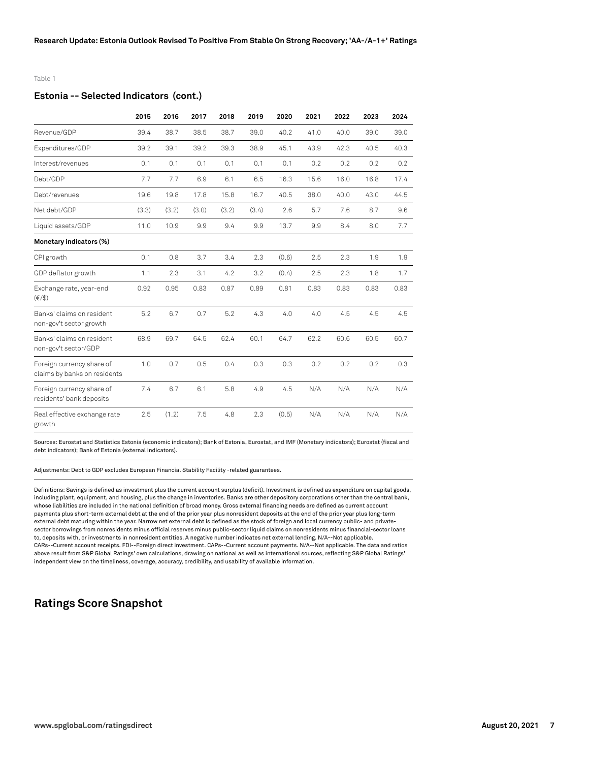Table 1

## Estonia -- Selected Indicators (cont.)

| | 2015 | 2016 | 2017 | 2018 | 2019 | 2020 | 2021 | 2022 | 2023 | 2024 |
|---|---|---|---|---|---|---|---|---|---|---|
| Revenue/GDP | 39.4 | 38.7 | 38.5 | 38.7 | 39.0 | 40.2 | 41.0 | 40.0 | 39.0 | 39.0 |
| Expenditures/GDP | 39.2 | 39.1 | 39.2 | 39.3 | 38.9 | 45.1 | 43.9 | 42.3 | 40.5 | 40.3 |
| Interest/revenues | 0.1 | 0.1 | 0.1 | 0.1 | 0.1 | 0.1 | 0.2 | 0.2 | 0.2 | 0.2 |
| Debt/GDP | 7.7 | 7.7 | 6.9 | 6.1 | 6.5 | 16.3 | 15.6 | 16.0 | 16.8 | 17.4 |
| Debt/revenues | 19.6 | 19.8 | 17.8 | 15.8 | 16.7 | 40.5 | 38.0 | 40.0 | 43.0 | 44.5 |
| Net debt/GDP | (3.3) | (3.2) | (3.0) | (3.2) | (3.4) | 2.6 | 5.7 | 7.6 | 8.7 | 9.6 |
| Liquid assets/GDP | 11.0 | 10.9 | 9.9 | 9.4 | 9.9 | 13.7 | 9.9 | 8.4 | 8.0 | 7.7 |
| **Monetary indicators (%)** | | | | | | | | | | |
| CPI growth | 0.1 | 0.8 | 3.7 | 3.4 | 2.3 | (0.6) | 2.5 | 2.3 | 1.9 | 1.9 |
| GDP deflator growth | 1.1 | 2.3 | 3.1 | 4.2 | 3.2 | (0.4) | 2.5 | 2.3 | 1.8 | 1.7 |
| Exchange rate, year-end (€/$) | 0.92 | 0.95 | 0.83 | 0.87 | 0.89 | 0.81 | 0.83 | 0.83 | 0.83 | 0.83 |
| Banks' claims on resident non-gov't sector growth | 5.2 | 6.7 | 0.7 | 5.2 | 4.3 | 4.0 | 4.0 | 4.5 | 4.5 | 4.5 |
| Banks' claims on resident non-gov't sector/GDP | 68.9 | 69.7 | 64.5 | 62.4 | 60.1 | 64.7 | 62.2 | 60.6 | 60.5 | 60.7 |
| Foreign currency share of claims by banks on residents | 1.0 | 0.7 | 0.5 | 0.4 | 0.3 | 0.3 | 0.2 | 0.2 | 0.2 | 0.3 |
| Foreign currency share of residents' bank deposits | 7.4 | 6.7 | 6.1 | 5.8 | 4.9 | 4.5 | N/A | N/A | N/A | N/A |
| Real effective exchange rate growth | 2.5 | (1.2) | 7.5 | 4.8 | 2.3 | (0.5) | N/A | N/A | N/A | N/A |

Sources: Eurostat and Statistics Estonia (economic indicators); Bank of Estonia, Eurostat, and IMF (Monetary indicators); Eurostat (fiscal and debt indicators); Bank of Estonia (external indicators).

Adjustments: Debt to GDP excludes European Financial Stability Facility -related guarantees.

Definitions: Savings is defined as investment plus the current account surplus (deficit). Investment is defined as expenditure on capital goods, including plant, equipment, and housing, plus the change in inventories. Banks are other depository corporations other than the central bank, whose liabilities are included in the national definition of broad money. Gross external financing needs are defined as current account payments plus short-term external debt at the end of the prior year plus nonresident deposits at the end of the prior year plus long-term external debt maturing within the year. Narrow net external debt is defined as the stock of foreign and local currency public- and private-sector borrowings from nonresidents minus official reserves minus public-sector liquid claims on nonresidents minus financial-sector loans to, deposits with, or investments in nonresident entities. A negative number indicates net external lending. N/A--Not applicable. CARs--Current account receipts. FDI--Foreign direct investment. CAPs--Current account payments. N/A--Not applicable. The data and ratios above result from S&P Global Ratings' own calculations, drawing on national as well as international sources, reflecting S&P Global Ratings' independent view on the timeliness, coverage, accuracy, credibility, and usability of available information.

## Ratings Score Snapshot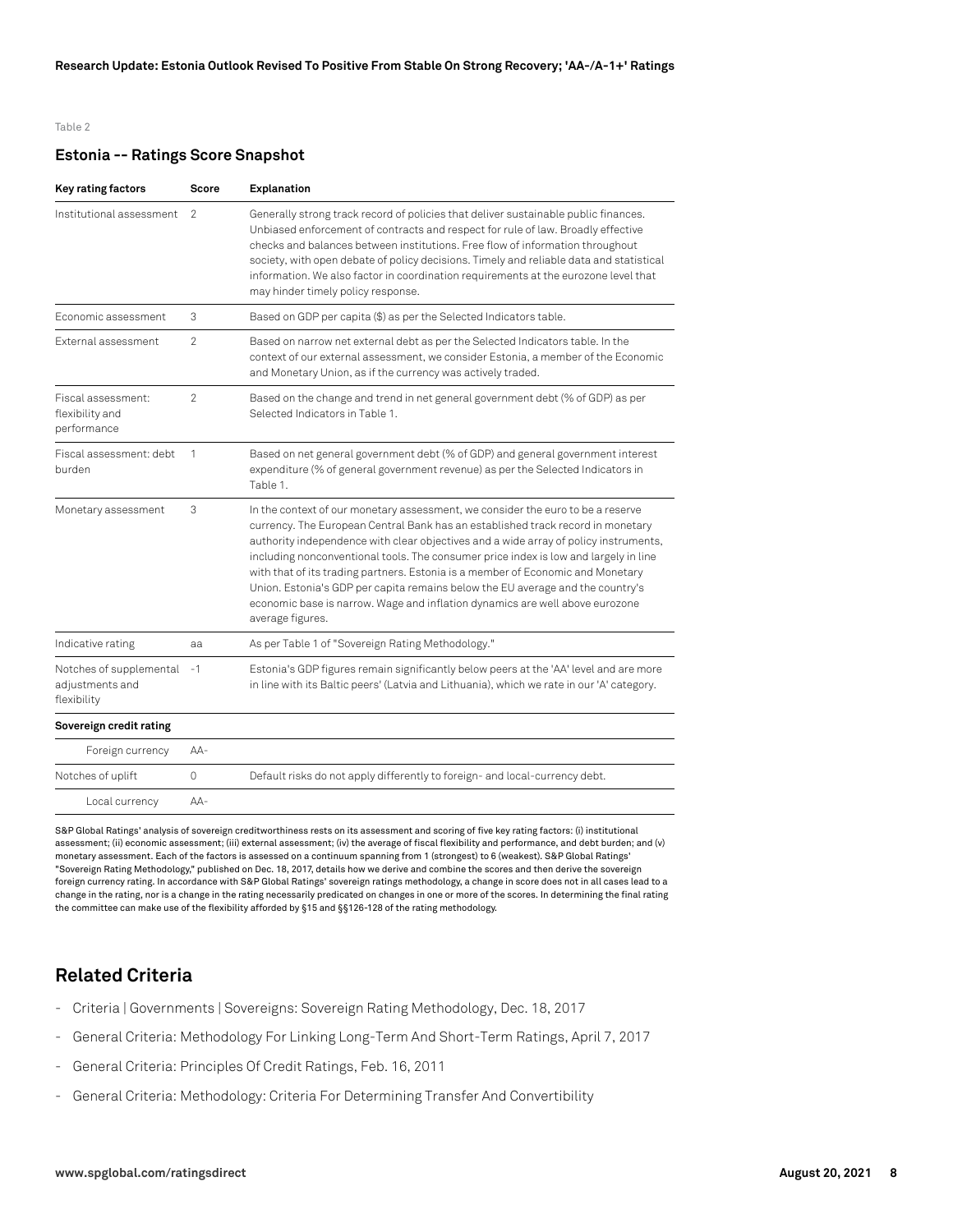Table 2

### Estonia -- Ratings Score Snapshot

| Key rating factors | Score | Explanation |
| --- | --- | --- |
| Institutional assessment | 2 | Generally strong track record of policies that deliver sustainable public finances. Unbiased enforcement of contracts and respect for rule of law. Broadly effective checks and balances between institutions. Free flow of information throughout society, with open debate of policy decisions. Timely and reliable data and statistical information. We also factor in coordination requirements at the eurozone level that may hinder timely policy response. |
| Economic assessment | 3 | Based on GDP per capita ($) as per the Selected Indicators table. |
| External assessment | 2 | Based on narrow net external debt as per the Selected Indicators table. In the context of our external assessment, we consider Estonia, a member of the Economic and Monetary Union, as if the currency was actively traded. |
| Fiscal assessment: flexibility and performance | 2 | Based on the change and trend in net general government debt (% of GDP) as per Selected Indicators in Table 1. |
| Fiscal assessment: debt burden | 1 | Based on net general government debt (% of GDP) and general government interest expenditure (% of general government revenue) as per the Selected Indicators in Table 1. |
| Monetary assessment | 3 | In the context of our monetary assessment, we consider the euro to be a reserve currency. The European Central Bank has an established track record in monetary authority independence with clear objectives and a wide array of policy instruments, including nonconventional tools. The consumer price index is low and largely in line with that of its trading partners. Estonia is a member of Economic and Monetary Union. Estonia's GDP per capita remains below the EU average and the country's economic base is narrow. Wage and inflation dynamics are well above eurozone average figures. |
| Indicative rating | aa | As per Table 1 of "Sovereign Rating Methodology." |
| Notches of supplemental adjustments and flexibility | -1 | Estonia's GDP figures remain significantly below peers at the 'AA' level and are more in line with its Baltic peers' (Latvia and Lithuania), which we rate in our 'A' category. |
| **Sovereign credit rating** | | |
| Foreign currency | AA- | |
| Notches of uplift | 0 | Default risks do not apply differently to foreign- and local-currency debt. |
| Local currency | AA- | |

S&P Global Ratings' analysis of sovereign creditworthiness rests on its assessment and scoring of five key rating factors: (i) institutional assessment; (ii) economic assessment; (iii) external assessment; (iv) the average of fiscal flexibility and performance, and debt burden; and (v) monetary assessment. Each of the factors is assessed on a continuum spanning from 1 (strongest) to 6 (weakest). S&P Global Ratings' "Sovereign Rating Methodology," published on Dec. 18, 2017, details how we derive and combine the scores and then derive the sovereign foreign currency rating. In accordance with S&P Global Ratings' sovereign ratings methodology, a change in score does not in all cases lead to a change in the rating, nor is a change in the rating necessarily predicated on changes in one or more of the scores. In determining the final rating the committee can make use of the flexibility afforded by §15 and §§126-128 of the rating methodology.

## Related Criteria

- Criteria | Governments | Sovereigns: Sovereign Rating Methodology, Dec. 18, 2017
- General Criteria: Methodology For Linking Long-Term And Short-Term Ratings, April 7, 2017
- General Criteria: Principles Of Credit Ratings, Feb. 16, 2011
- General Criteria: Methodology: Criteria For Determining Transfer And Convertibility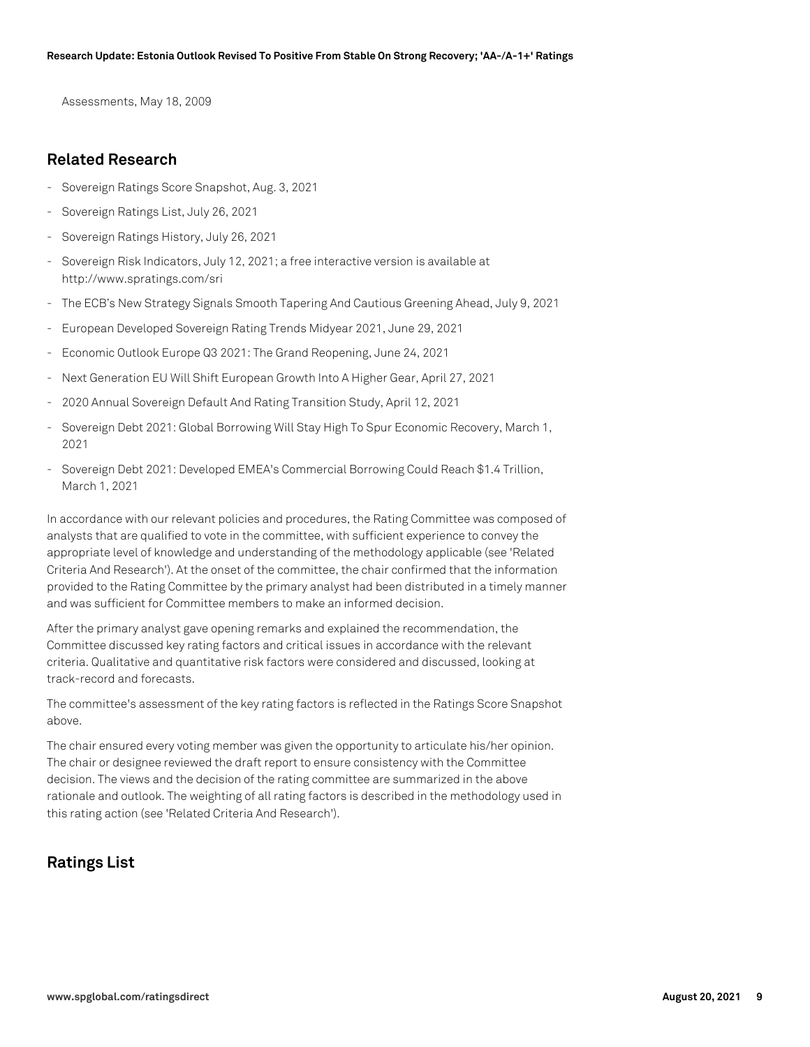Assessments, May 18, 2009

## Related Research

- Sovereign Ratings Score Snapshot, Aug. 3, 2021
- Sovereign Ratings List, July 26, 2021
- Sovereign Ratings History, July 26, 2021
- Sovereign Risk Indicators, July 12, 2021; a free interactive version is available at http://www.spratings.com/sri
- The ECB's New Strategy Signals Smooth Tapering And Cautious Greening Ahead, July 9, 2021
- European Developed Sovereign Rating Trends Midyear 2021, June 29, 2021
- Economic Outlook Europe Q3 2021: The Grand Reopening, June 24, 2021
- Next Generation EU Will Shift European Growth Into A Higher Gear, April 27, 2021
- 2020 Annual Sovereign Default And Rating Transition Study, April 12, 2021
- Sovereign Debt 2021: Global Borrowing Will Stay High To Spur Economic Recovery, March 1, 2021
- Sovereign Debt 2021: Developed EMEA's Commercial Borrowing Could Reach $1.4 Trillion, March 1, 2021

In accordance with our relevant policies and procedures, the Rating Committee was composed of analysts that are qualified to vote in the committee, with sufficient experience to convey the appropriate level of knowledge and understanding of the methodology applicable (see 'Related Criteria And Research'). At the onset of the committee, the chair confirmed that the information provided to the Rating Committee by the primary analyst had been distributed in a timely manner and was sufficient for Committee members to make an informed decision.

After the primary analyst gave opening remarks and explained the recommendation, the Committee discussed key rating factors and critical issues in accordance with the relevant criteria. Qualitative and quantitative risk factors were considered and discussed, looking at track-record and forecasts.

The committee's assessment of the key rating factors is reflected in the Ratings Score Snapshot above.

The chair ensured every voting member was given the opportunity to articulate his/her opinion. The chair or designee reviewed the draft report to ensure consistency with the Committee decision. The views and the decision of the rating committee are summarized in the above rationale and outlook. The weighting of all rating factors is described in the methodology used in this rating action (see 'Related Criteria And Research').

## Ratings List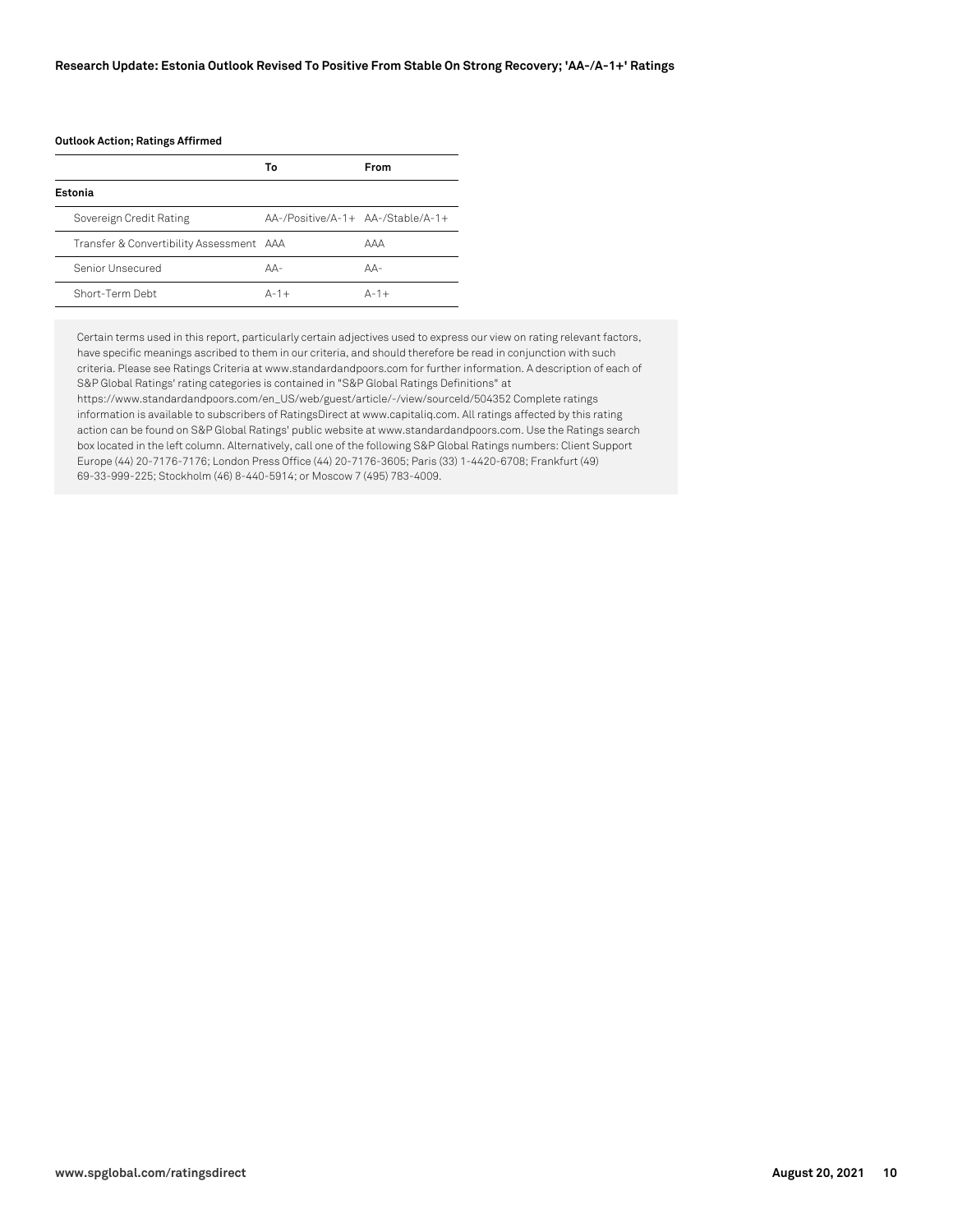**Outlook Action; Ratings Affirmed**

| | To | From |
|---|---|---|
| **Estonia** | | |
| Sovereign Credit Rating | AA-/Positive/A-1+ | AA-/Stable/A-1+ |
| Transfer & Convertibility Assessment | AAA | AAA |
| Senior Unsecured | AA- | AA- |
| Short-Term Debt | A-1+ | A-1+ |

Certain terms used in this report, particularly certain adjectives used to express our view on rating relevant factors, have specific meanings ascribed to them in our criteria, and should therefore be read in conjunction with such criteria. Please see Ratings Criteria at www.standardandpoors.com for further information. A description of each of S&P Global Ratings' rating categories is contained in "S&P Global Ratings Definitions" at https://www.standardandpoors.com/en_US/web/guest/article/-/view/sourceId/504352 Complete ratings information is available to subscribers of RatingsDirect at www.capitaliq.com. All ratings affected by this rating action can be found on S&P Global Ratings' public website at www.standardandpoors.com. Use the Ratings search box located in the left column. Alternatively, call one of the following S&P Global Ratings numbers: Client Support Europe (44) 20-7176-7176; London Press Office (44) 20-7176-3605; Paris (33) 1-4420-6708; Frankfurt (49) 69-33-999-225; Stockholm (46) 8-440-5914; or Moscow 7 (495) 783-4009.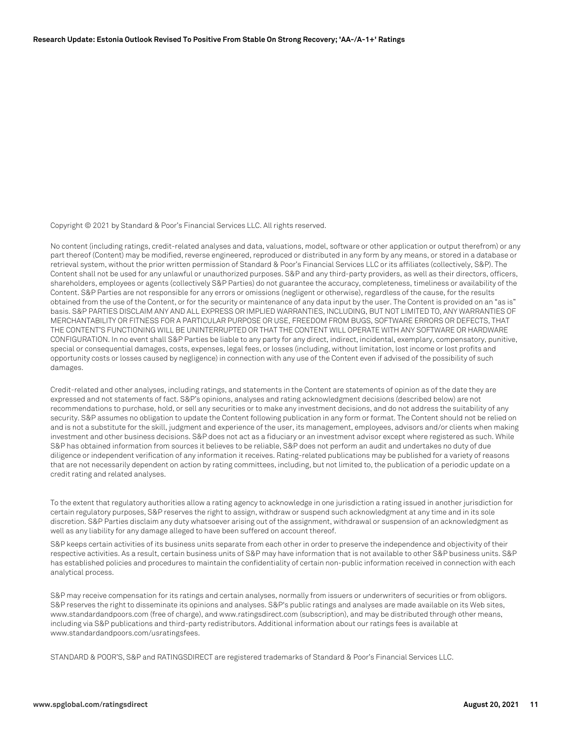Copyright © 2021 by Standard & Poor's Financial Services LLC. All rights reserved.

No content (including ratings, credit-related analyses and data, valuations, model, software or other application or output therefrom) or any part thereof (Content) may be modified, reverse engineered, reproduced or distributed in any form by any means, or stored in a database or retrieval system, without the prior written permission of Standard & Poor's Financial Services LLC or its affiliates (collectively, S&P). The Content shall not be used for any unlawful or unauthorized purposes. S&P and any third-party providers, as well as their directors, officers, shareholders, employees or agents (collectively S&P Parties) do not guarantee the accuracy, completeness, timeliness or availability of the Content. S&P Parties are not responsible for any errors or omissions (negligent or otherwise), regardless of the cause, for the results obtained from the use of the Content, or for the security or maintenance of any data input by the user. The Content is provided on an "as is" basis. S&P PARTIES DISCLAIM ANY AND ALL EXPRESS OR IMPLIED WARRANTIES, INCLUDING, BUT NOT LIMITED TO, ANY WARRANTIES OF MERCHANTABILITY OR FITNESS FOR A PARTICULAR PURPOSE OR USE, FREEDOM FROM BUGS, SOFTWARE ERRORS OR DEFECTS, THAT THE CONTENT'S FUNCTIONING WILL BE UNINTERRUPTED OR THAT THE CONTENT WILL OPERATE WITH ANY SOFTWARE OR HARDWARE CONFIGURATION. In no event shall S&P Parties be liable to any party for any direct, indirect, incidental, exemplary, compensatory, punitive, special or consequential damages, costs, expenses, legal fees, or losses (including, without limitation, lost income or lost profits and opportunity costs or losses caused by negligence) in connection with any use of the Content even if advised of the possibility of such damages.

Credit-related and other analyses, including ratings, and statements in the Content are statements of opinion as of the date they are expressed and not statements of fact. S&P's opinions, analyses and rating acknowledgment decisions (described below) are not recommendations to purchase, hold, or sell any securities or to make any investment decisions, and do not address the suitability of any security. S&P assumes no obligation to update the Content following publication in any form or format. The Content should not be relied on and is not a substitute for the skill, judgment and experience of the user, its management, employees, advisors and/or clients when making investment and other business decisions. S&P does not act as a fiduciary or an investment advisor except where registered as such. While S&P has obtained information from sources it believes to be reliable, S&P does not perform an audit and undertakes no duty of due diligence or independent verification of any information it receives. Rating-related publications may be published for a variety of reasons that are not necessarily dependent on action by rating committees, including, but not limited to, the publication of a periodic update on a credit rating and related analyses.

To the extent that regulatory authorities allow a rating agency to acknowledge in one jurisdiction a rating issued in another jurisdiction for certain regulatory purposes, S&P reserves the right to assign, withdraw or suspend such acknowledgment at any time and in its sole discretion. S&P Parties disclaim any duty whatsoever arising out of the assignment, withdrawal or suspension of an acknowledgment as well as any liability for any damage alleged to have been suffered on account thereof.

S&P keeps certain activities of its business units separate from each other in order to preserve the independence and objectivity of their respective activities. As a result, certain business units of S&P may have information that is not available to other S&P business units. S&P has established policies and procedures to maintain the confidentiality of certain non-public information received in connection with each analytical process.

S&P may receive compensation for its ratings and certain analyses, normally from issuers or underwriters of securities or from obligors. S&P reserves the right to disseminate its opinions and analyses. S&P's public ratings and analyses are made available on its Web sites, www.standardandpoors.com (free of charge), and www.ratingsdirect.com (subscription), and may be distributed through other means, including via S&P publications and third-party redistributors. Additional information about our ratings fees is available at www.standardandpoors.com/usratingsfees.

STANDARD & POOR'S, S&P and RATINGSDIRECT are registered trademarks of Standard & Poor's Financial Services LLC.